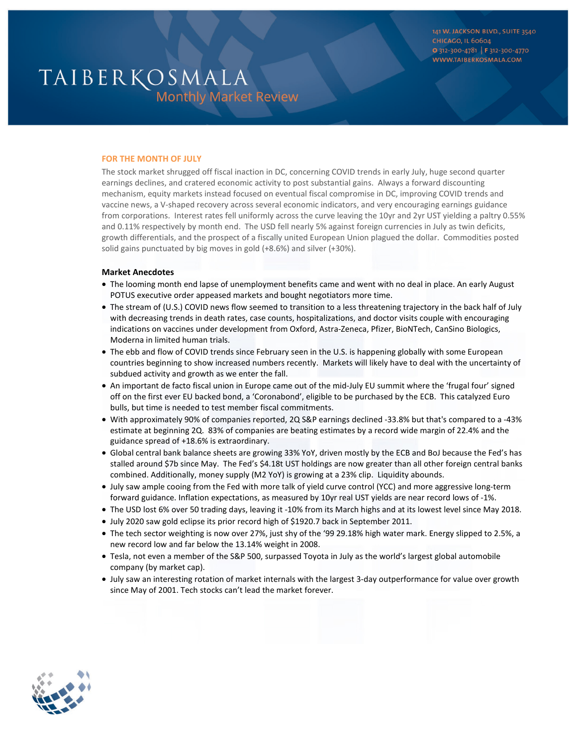# TAIBERKOSMALA

## Monthly Market Review

141 W. JACKSON BLVD., SUITE 3540
CHICAGO, IL 60604
O 312-300-4781 | F 312-300-4770
WWW.TAIBERKOSMALA.COM

### FOR THE MONTH OF JULY

The stock market shrugged off fiscal inaction in DC, concerning COVID trends in early July, huge second quarter earnings declines, and cratered economic activity to post substantial gains. Always a forward discounting mechanism, equity markets instead focused on eventual fiscal compromise in DC, improving COVID trends and vaccine news, a V-shaped recovery across several economic indicators, and very encouraging earnings guidance from corporations. Interest rates fell uniformly across the curve leaving the 10yr and 2yr UST yielding a paltry 0.55% and 0.11% respectively by month end. The USD fell nearly 5% against foreign currencies in July as twin deficits, growth differentials, and the prospect of a fiscally united European Union plagued the dollar. Commodities posted solid gains punctuated by big moves in gold (+8.6%) and silver (+30%).

**Market Anecdotes**

- The looming month end lapse of unemployment benefits came and went with no deal in place. An early August POTUS executive order appeased markets and bought negotiators more time.
- The stream of (U.S.) COVID news flow seemed to transition to a less threatening trajectory in the back half of July with decreasing trends in death rates, case counts, hospitalizations, and doctor visits couple with encouraging indications on vaccines under development from Oxford, Astra-Zeneca, Pfizer, BioNTech, CanSino Biologics, Moderna in limited human trials.
- The ebb and flow of COVID trends since February seen in the U.S. is happening globally with some European countries beginning to show increased numbers recently. Markets will likely have to deal with the uncertainty of subdued activity and growth as we enter the fall.
- An important de facto fiscal union in Europe came out of the mid-July EU summit where the 'frugal four' signed off on the first ever EU backed bond, a 'Coronabond', eligible to be purchased by the ECB. This catalyzed Euro bulls, but time is needed to test member fiscal commitments.
- With approximately 90% of companies reported, 2Q S&P earnings declined -33.8% but that's compared to a -43% estimate at beginning 2Q. 83% of companies are beating estimates by a record wide margin of 22.4% and the guidance spread of +18.6% is extraordinary.
- Global central bank balance sheets are growing 33% YoY, driven mostly by the ECB and BoJ because the Fed's has stalled around $7b since May. The Fed's $4.18t UST holdings are now greater than all other foreign central banks combined. Additionally, money supply (M2 YoY) is growing at a 23% clip. Liquidity abounds.
- July saw ample cooing from the Fed with more talk of yield curve control (YCC) and more aggressive long-term forward guidance. Inflation expectations, as measured by 10yr real UST yields are near record lows of -1%.
- The USD lost 6% over 50 trading days, leaving it -10% from its March highs and at its lowest level since May 2018.
- July 2020 saw gold eclipse its prior record high of $1920.7 back in September 2011.
- The tech sector weighting is now over 27%, just shy of the '99 29.18% high water mark. Energy slipped to 2.5%, a new record low and far below the 13.14% weight in 2008.
- Tesla, not even a member of the S&P 500, surpassed Toyota in July as the world's largest global automobile company (by market cap).
- July saw an interesting rotation of market internals with the largest 3-day outperformance for value over growth since May of 2001. Tech stocks can't lead the market forever.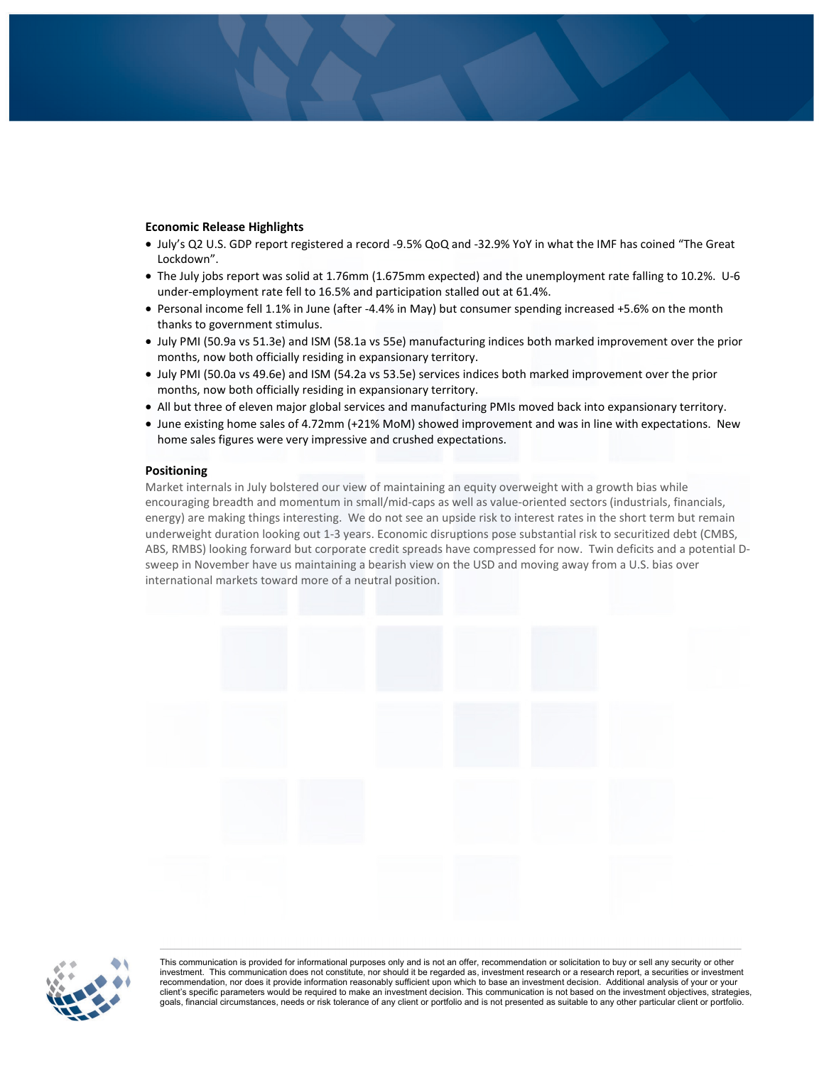**Economic Release Highlights**

- July's Q2 U.S. GDP report registered a record -9.5% QoQ and -32.9% YoY in what the IMF has coined "The Great Lockdown".
- The July jobs report was solid at 1.76mm (1.675mm expected) and the unemployment rate falling to 10.2%. U-6 under-employment rate fell to 16.5% and participation stalled out at 61.4%.
- Personal income fell 1.1% in June (after -4.4% in May) but consumer spending increased +5.6% on the month thanks to government stimulus.
- July PMI (50.9a vs 51.3e) and ISM (58.1a vs 55e) manufacturing indices both marked improvement over the prior months, now both officially residing in expansionary territory.
- July PMI (50.0a vs 49.6e) and ISM (54.2a vs 53.5e) services indices both marked improvement over the prior months, now both officially residing in expansionary territory.
- All but three of eleven major global services and manufacturing PMIs moved back into expansionary territory.
- June existing home sales of 4.72mm (+21% MoM) showed improvement and was in line with expectations. New home sales figures were very impressive and crushed expectations.

**Positioning**

Market internals in July bolstered our view of maintaining an equity overweight with a growth bias while encouraging breadth and momentum in small/mid-caps as well as value-oriented sectors (industrials, financials, energy) are making things interesting. We do not see an upside risk to interest rates in the short term but remain underweight duration looking out 1-3 years. Economic disruptions pose substantial risk to securitized debt (CMBS, ABS, RMBS) looking forward but corporate credit spreads have compressed for now. Twin deficits and a potential D-sweep in November have us maintaining a bearish view on the USD and moving away from a U.S. bias over international markets toward more of a neutral position.

This communication is provided for informational purposes only and is not an offer, recommendation or solicitation to buy or sell any security or other investment. This communication does not constitute, nor should it be regarded as, investment research or a research report, a securities or investment recommendation, nor does it provide information reasonably sufficient upon which to base an investment decision. Additional analysis of your or your client's specific parameters would be required to make an investment decision. This communication is not based on the investment objectives, strategies, goals, financial circumstances, needs or risk tolerance of any client or portfolio and is not presented as suitable to any other particular client or portfolio.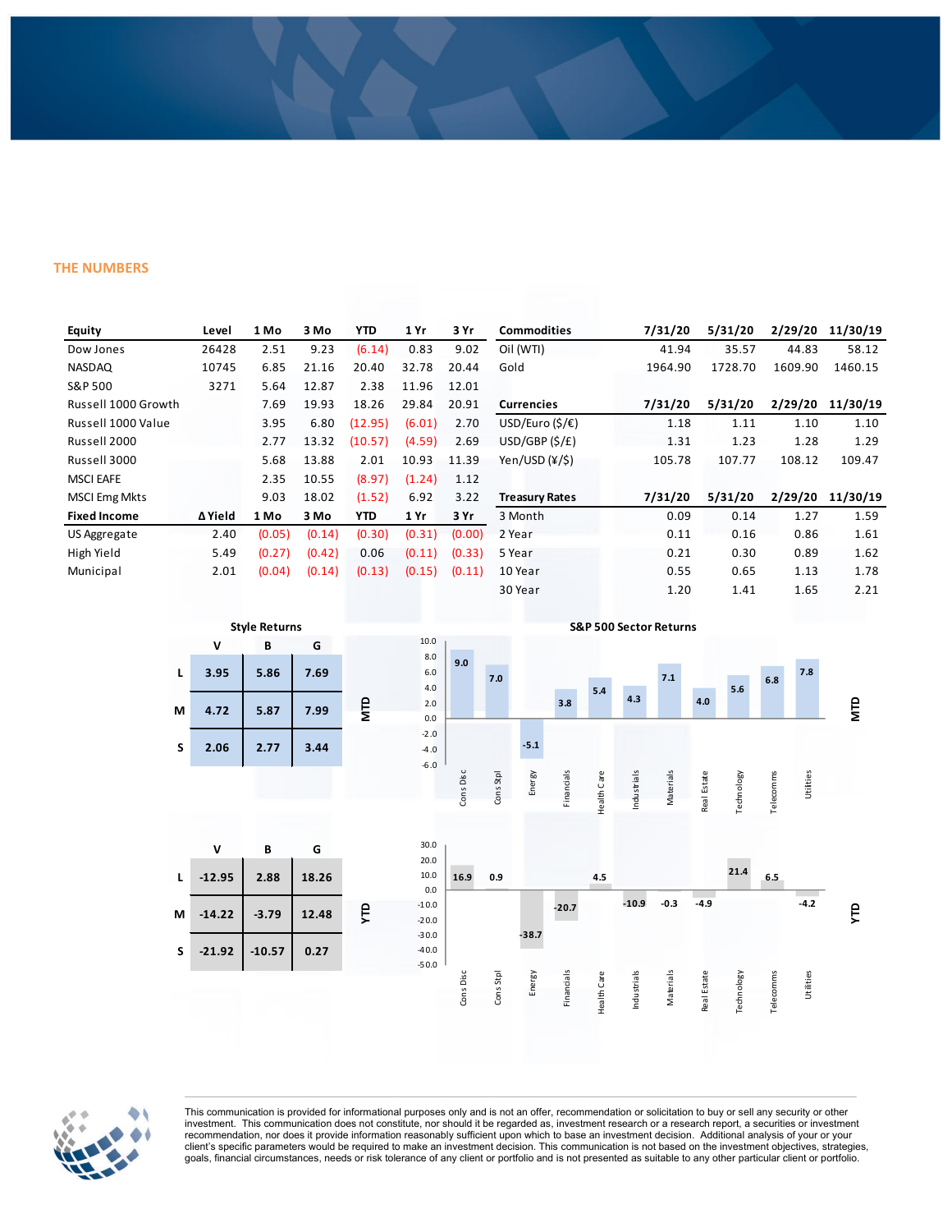## THE NUMBERS

| Equity | Level | 1 Mo | 3 Mo | YTD | 1 Yr | 3 Yr |
|---|---|---|---|---|---|---|
| Dow Jones | 26428 | 2.51 | 9.23 | (6.14) | 0.83 | 9.02 |
| NASDAQ | 10745 | 6.85 | 21.16 | 20.40 | 32.78 | 20.44 |
| S&P 500 | 3271 | 5.64 | 12.87 | 2.38 | 11.96 | 12.01 |
| Russell 1000 Growth | | 7.69 | 19.93 | 18.26 | 29.84 | 20.91 |
| Russell 1000 Value | | 3.95 | 6.80 | (12.95) | (6.01) | 2.70 |
| Russell 2000 | | 2.77 | 13.32 | (10.57) | (4.59) | 2.69 |
| Russell 3000 | | 5.68 | 13.88 | 2.01 | 10.93 | 11.39 |
| MSCI EAFE | | 2.35 | 10.55 | (8.97) | (1.24) | 1.12 |
| MSCI Emg Mkts | | 9.03 | 18.02 | (1.52) | 6.92 | 3.22 |
| **Fixed Income** | **Δ Yield** | **1 Mo** | **3 Mo** | **YTD** | **1 Yr** | **3 Yr** |
| US Aggregate | 2.40 | (0.05) | (0.14) | (0.30) | (0.31) | (0.00) |
| High Yield | 5.49 | (0.27) | (0.42) | 0.06 | (0.11) | (0.33) |
| Municipal | 2.01 | (0.04) | (0.14) | (0.13) | (0.15) | (0.11) |

| Commodities | 7/31/20 | 5/31/20 | 2/29/20 | 11/30/19 |
|---|---|---|---|---|
| Oil (WTI) | 41.94 | 35.57 | 44.83 | 58.12 |
| Gold | 1964.90 | 1728.70 | 1609.90 | 1460.15 |
| **Currencies** | **7/31/20** | **5/31/20** | **2/29/20** | **11/30/19** |
| USD/Euro ($/€) | 1.18 | 1.11 | 1.10 | 1.10 |
| USD/GBP ($/£) | 1.31 | 1.23 | 1.28 | 1.29 |
| Yen/USD (¥/$) | 105.78 | 107.77 | 108.12 | 109.47 |
| **Treasury Rates** | **7/31/20** | **5/31/20** | **2/29/20** | **11/30/19** |
| 3 Month | 0.09 | 0.14 | 1.27 | 1.59 |
| 2 Year | 0.11 | 0.16 | 0.86 | 1.61 |
| 5 Year | 0.21 | 0.30 | 0.89 | 1.62 |
| 10 Year | 0.55 | 0.65 | 1.13 | 1.78 |
| 30 Year | 1.20 | 1.41 | 1.65 | 2.21 |

### Style Returns

MTD

| | V | B | G |
|---|---|---|---|
| L | 3.95 | 5.86 | 7.69 |
| M | 4.72 | 5.87 | 7.99 |
| S | 2.06 | 2.77 | 3.44 |

YTD

| | V | B | G |
|---|---|---|---|
| L | -12.95 | 2.88 | 18.26 |
| M | -14.22 | -3.79 | 12.48 |
| S | -21.92 | -10.57 | 0.27 |

### S&P 500 Sector Returns

MTD

10.0 8.0 6.0 4.0 2.0 0.0 -2.0 -4.0 -6.0

9.0 7.0 -5.1 3.8 5.4 4.3 7.1 4.0 5.6 6.8 7.8

Cons Disc, Cons Stpl, Energy, Financials, Health Care, Industrials, Materials, Real Estate, Technology, Telecomms, Utilities

YTD

30.0 20.0 10.0 0.0 -10.0 -20.0 -30.0 -40.0 -50.0

16.9 0.9 -38.7 -20.7 4.5 -10.9 -0.3 -4.9 21.4 6.5 -4.2

Cons Disc, Cons Stpl, Energy, Financials, Health Care, Industrials, Materials, Real Estate, Technology, Telecomms, Utilities

This communication is provided for informational purposes only and is not an offer, recommendation or solicitation to buy or sell any security or other investment. This communication does not constitute, nor should it be regarded as, investment research or a research report, a securities or investment recommendation, nor does it provide information reasonably sufficient upon which to base an investment decision. Additional analysis of your or your client's specific parameters would be required to make an investment decision. This communication is not based on the investment objectives, strategies, goals, financial circumstances, needs or risk tolerance of any client or portfolio and is not presented as suitable to any other particular client or portfolio.